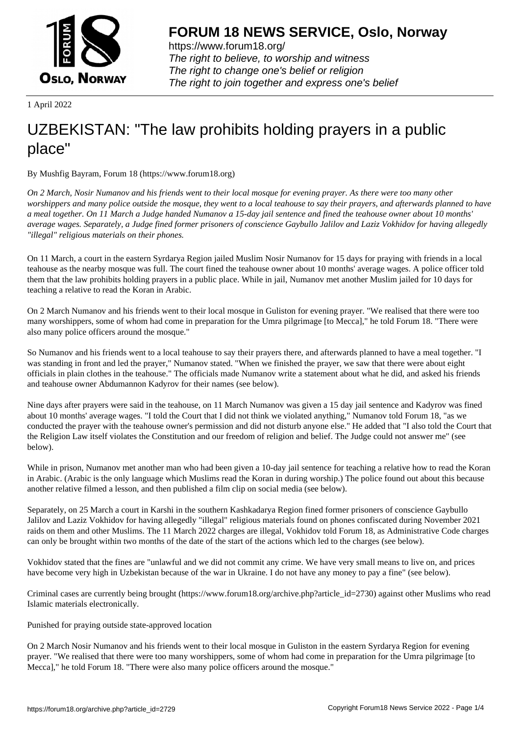**FORUM 18 NEWS SERVICE, Oslo, Norway**

https://www.forum18.org/
*The right to believe, to worship and witness*
*The right to change one's belief or religion*
*The right to join together and express one's belief*

1 April 2022

# UZBEKISTAN: "The law prohibits holding prayers in a public place"

By Mushfig Bayram, Forum 18 (https://www.forum18.org)

*On 2 March, Nosir Numanov and his friends went to their local mosque for evening prayer. As there were too many other worshippers and many police outside the mosque, they went to a local teahouse to say their prayers, and afterwards planned to have a meal together. On 11 March a Judge handed Numanov a 15-day jail sentence and fined the teahouse owner about 10 months' average wages. Separately, a Judge fined former prisoners of conscience Gaybullo Jalilov and Laziz Vokhidov for having allegedly "illegal" religious materials on their phones.*

On 11 March, a court in the eastern Syrdarya Region jailed Muslim Nosir Numanov for 15 days for praying with friends in a local teahouse as the nearby mosque was full. The court fined the teahouse owner about 10 months' average wages. A police officer told them that the law prohibits holding prayers in a public place. While in jail, Numanov met another Muslim jailed for 10 days for teaching a relative to read the Koran in Arabic.

On 2 March Numanov and his friends went to their local mosque in Guliston for evening prayer. "We realised that there were too many worshippers, some of whom had come in preparation for the Umra pilgrimage [to Mecca]," he told Forum 18. "There were also many police officers around the mosque."

So Numanov and his friends went to a local teahouse to say their prayers there, and afterwards planned to have a meal together. "I was standing in front and led the prayer," Numanov stated. "When we finished the prayer, we saw that there were about eight officials in plain clothes in the teahouse." The officials made Numanov write a statement about what he did, and asked his friends and teahouse owner Abdumannon Kadyrov for their names (see below).

Nine days after prayers were said in the teahouse, on 11 March Numanov was given a 15 day jail sentence and Kadyrov was fined about 10 months' average wages. "I told the Court that I did not think we violated anything," Numanov told Forum 18, "as we conducted the prayer with the teahouse owner's permission and did not disturb anyone else." He added that "I also told the Court that the Religion Law itself violates the Constitution and our freedom of religion and belief. The Judge could not answer me" (see below).

While in prison, Numanov met another man who had been given a 10-day jail sentence for teaching a relative how to read the Koran in Arabic. (Arabic is the only language which Muslims read the Koran in during worship.) The police found out about this because another relative filmed a lesson, and then published a film clip on social media (see below).

Separately, on 25 March a court in Karshi in the southern Kashkadarya Region fined former prisoners of conscience Gaybullo Jalilov and Laziz Vokhidov for having allegedly "illegal" religious materials found on phones confiscated during November 2021 raids on them and other Muslims. The 11 March 2022 charges are illegal, Vokhidov told Forum 18, as Administrative Code charges can only be brought within two months of the date of the start of the actions which led to the charges (see below).

Vokhidov stated that the fines are "unlawful and we did not commit any crime. We have very small means to live on, and prices have become very high in Uzbekistan because of the war in Ukraine. I do not have any money to pay a fine" (see below).

Criminal cases are currently being brought (https://www.forum18.org/archive.php?article_id=2730) against other Muslims who read Islamic materials electronically.

Punished for praying outside state-approved location

On 2 March Nosir Numanov and his friends went to their local mosque in Guliston in the eastern Syrdarya Region for evening prayer. "We realised that there were too many worshippers, some of whom had come in preparation for the Umra pilgrimage [to Mecca]," he told Forum 18. "There were also many police officers around the mosque."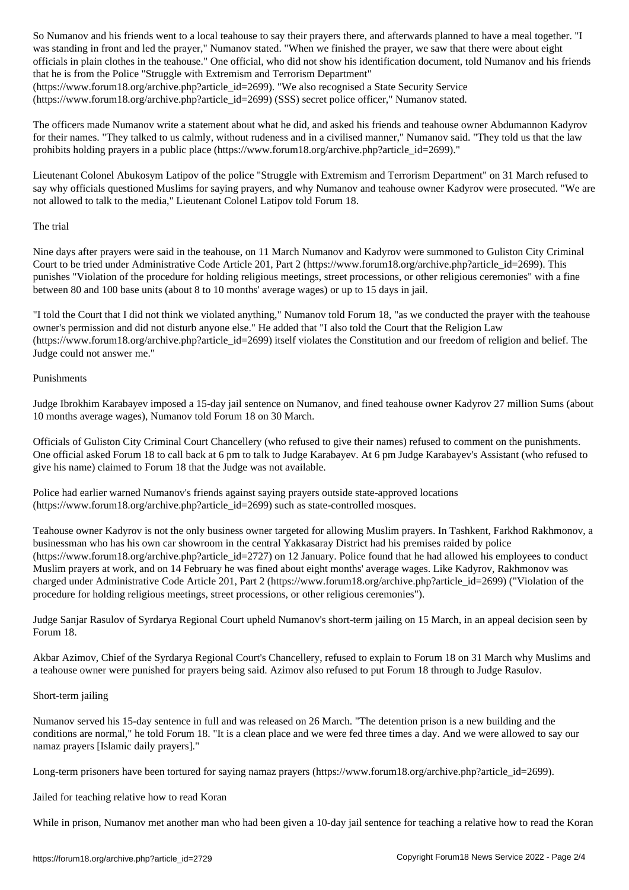So Numanov and his friends went to a local teahouse to say their prayers there, and afterwards planned to have a meal together. "I was standing in front and led the prayer," Numanov stated. "When we finished the prayer, we saw that there were about eight officials in plain clothes in the teahouse." One official, who did not show his identification document, told Numanov and his friends that he is from the Police "Struggle with Extremism and Terrorism Department" (https://www.forum18.org/archive.php?article_id=2699). "We also recognised a State Security Service (https://www.forum18.org/archive.php?article_id=2699) (SSS) secret police officer," Numanov stated.

The officers made Numanov write a statement about what he did, and asked his friends and teahouse owner Abdumannon Kadyrov for their names. "They talked to us calmly, without rudeness and in a civilised manner," Numanov said. "They told us that the law prohibits holding prayers in a public place (https://www.forum18.org/archive.php?article_id=2699)."

Lieutenant Colonel Abukosym Latipov of the police "Struggle with Extremism and Terrorism Department" on 31 March refused to say why officials questioned Muslims for saying prayers, and why Numanov and teahouse owner Kadyrov were prosecuted. "We are not allowed to talk to the media," Lieutenant Colonel Latipov told Forum 18.

## The trial

Nine days after prayers were said in the teahouse, on 11 March Numanov and Kadyrov were summoned to Guliston City Criminal Court to be tried under Administrative Code Article 201, Part 2 (https://www.forum18.org/archive.php?article_id=2699). This punishes "Violation of the procedure for holding religious meetings, street processions, or other religious ceremonies" with a fine between 80 and 100 base units (about 8 to 10 months' average wages) or up to 15 days in jail.

"I told the Court that I did not think we violated anything," Numanov told Forum 18, "as we conducted the prayer with the teahouse owner's permission and did not disturb anyone else." He added that "I also told the Court that the Religion Law (https://www.forum18.org/archive.php?article_id=2699) itself violates the Constitution and our freedom of religion and belief. The Judge could not answer me."

## Punishments

Judge Ibrokhim Karabayev imposed a 15-day jail sentence on Numanov, and fined teahouse owner Kadyrov 27 million Sums (about 10 months average wages), Numanov told Forum 18 on 30 March.

Officials of Guliston City Criminal Court Chancellery (who refused to give their names) refused to comment on the punishments. One official asked Forum 18 to call back at 6 pm to talk to Judge Karabayev. At 6 pm Judge Karabayev's Assistant (who refused to give his name) claimed to Forum 18 that the Judge was not available.

Police had earlier warned Numanov's friends against saying prayers outside state-approved locations (https://www.forum18.org/archive.php?article_id=2699) such as state-controlled mosques.

Teahouse owner Kadyrov is not the only business owner targeted for allowing Muslim prayers. In Tashkent, Farkhod Rakhmonov, a businessman who has his own car showroom in the central Yakkasaray District had his premises raided by police (https://www.forum18.org/archive.php?article_id=2727) on 12 January. Police found that he had allowed his employees to conduct Muslim prayers at work, and on 14 February he was fined about eight months' average wages. Like Kadyrov, Rakhmonov was charged under Administrative Code Article 201, Part 2 (https://www.forum18.org/archive.php?article_id=2699) ("Violation of the procedure for holding religious meetings, street processions, or other religious ceremonies").

Judge Sanjar Rasulov of Syrdarya Regional Court upheld Numanov's short-term jailing on 15 March, in an appeal decision seen by Forum 18.

Akbar Azimov, Chief of the Syrdarya Regional Court's Chancellery, refused to explain to Forum 18 on 31 March why Muslims and a teahouse owner were punished for prayers being said. Azimov also refused to put Forum 18 through to Judge Rasulov.

## Short-term jailing

Numanov served his 15-day sentence in full and was released on 26 March. "The detention prison is a new building and the conditions are normal," he told Forum 18. "It is a clean place and we were fed three times a day. And we were allowed to say our namaz prayers [Islamic daily prayers]."

Long-term prisoners have been tortured for saying namaz prayers (https://www.forum18.org/archive.php?article_id=2699).

## Jailed for teaching relative how to read Koran

While in prison, Numanov met another man who had been given a 10-day jail sentence for teaching a relative how to read the Koran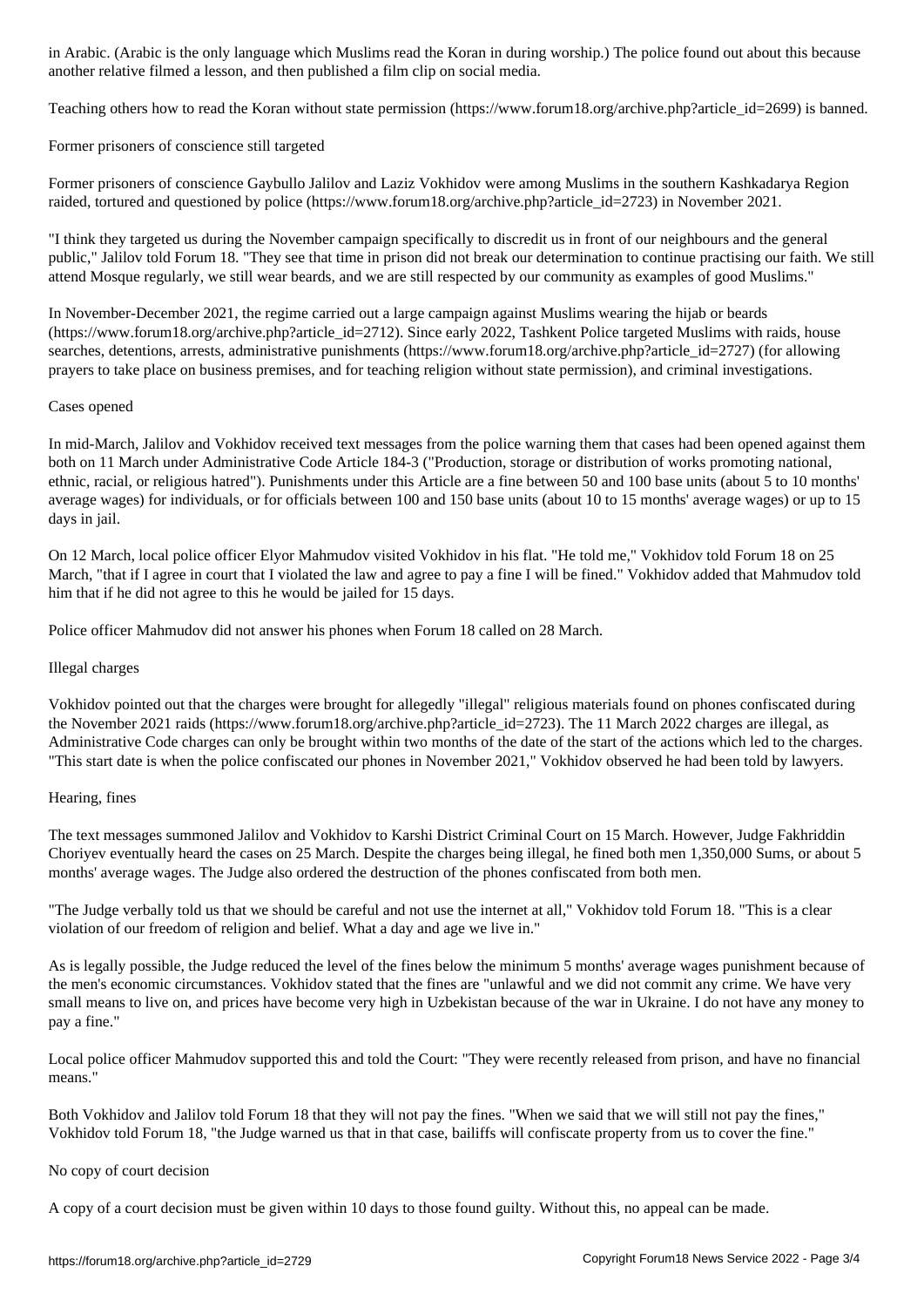in Arabic. (Arabic is the only language which Muslims read the Koran in during worship.) The police found out about this because another relative filmed a lesson, and then published a film clip on social media.

Teaching others how to read the Koran without state permission (https://www.forum18.org/archive.php?article_id=2699) is banned.

## Former prisoners of conscience still targeted

Former prisoners of conscience Gaybullo Jalilov and Laziz Vokhidov were among Muslims in the southern Kashkadarya Region raided, tortured and questioned by police (https://www.forum18.org/archive.php?article_id=2723) in November 2021.

"I think they targeted us during the November campaign specifically to discredit us in front of our neighbours and the general public," Jalilov told Forum 18. "They see that time in prison did not break our determination to continue practising our faith. We still attend Mosque regularly, we still wear beards, and we are still respected by our community as examples of good Muslims."

In November-December 2021, the regime carried out a large campaign against Muslims wearing the hijab or beards (https://www.forum18.org/archive.php?article_id=2712). Since early 2022, Tashkent Police targeted Muslims with raids, house searches, detentions, arrests, administrative punishments (https://www.forum18.org/archive.php?article_id=2727) (for allowing prayers to take place on business premises, and for teaching religion without state permission), and criminal investigations.

## Cases opened

In mid-March, Jalilov and Vokhidov received text messages from the police warning them that cases had been opened against them both on 11 March under Administrative Code Article 184-3 ("Production, storage or distribution of works promoting national, ethnic, racial, or religious hatred"). Punishments under this Article are a fine between 50 and 100 base units (about 5 to 10 months' average wages) for individuals, or for officials between 100 and 150 base units (about 10 to 15 months' average wages) or up to 15 days in jail.

On 12 March, local police officer Elyor Mahmudov visited Vokhidov in his flat. "He told me," Vokhidov told Forum 18 on 25 March, "that if I agree in court that I violated the law and agree to pay a fine I will be fined." Vokhidov added that Mahmudov told him that if he did not agree to this he would be jailed for 15 days.

Police officer Mahmudov did not answer his phones when Forum 18 called on 28 March.

## Illegal charges

Vokhidov pointed out that the charges were brought for allegedly "illegal" religious materials found on phones confiscated during the November 2021 raids (https://www.forum18.org/archive.php?article_id=2723). The 11 March 2022 charges are illegal, as Administrative Code charges can only be brought within two months of the date of the start of the actions which led to the charges. "This start date is when the police confiscated our phones in November 2021," Vokhidov observed he had been told by lawyers.

## Hearing, fines

The text messages summoned Jalilov and Vokhidov to Karshi District Criminal Court on 15 March. However, Judge Fakhriddin Choriyev eventually heard the cases on 25 March. Despite the charges being illegal, he fined both men 1,350,000 Sums, or about 5 months' average wages. The Judge also ordered the destruction of the phones confiscated from both men.

"The Judge verbally told us that we should be careful and not use the internet at all," Vokhidov told Forum 18. "This is a clear violation of our freedom of religion and belief. What a day and age we live in."

As is legally possible, the Judge reduced the level of the fines below the minimum 5 months' average wages punishment because of the men's economic circumstances. Vokhidov stated that the fines are "unlawful and we did not commit any crime. We have very small means to live on, and prices have become very high in Uzbekistan because of the war in Ukraine. I do not have any money to pay a fine."

Local police officer Mahmudov supported this and told the Court: "They were recently released from prison, and have no financial means."

Both Vokhidov and Jalilov told Forum 18 that they will not pay the fines. "When we said that we will still not pay the fines," Vokhidov told Forum 18, "the Judge warned us that in that case, bailiffs will confiscate property from us to cover the fine."

## No copy of court decision

A copy of a court decision must be given within 10 days to those found guilty. Without this, no appeal can be made.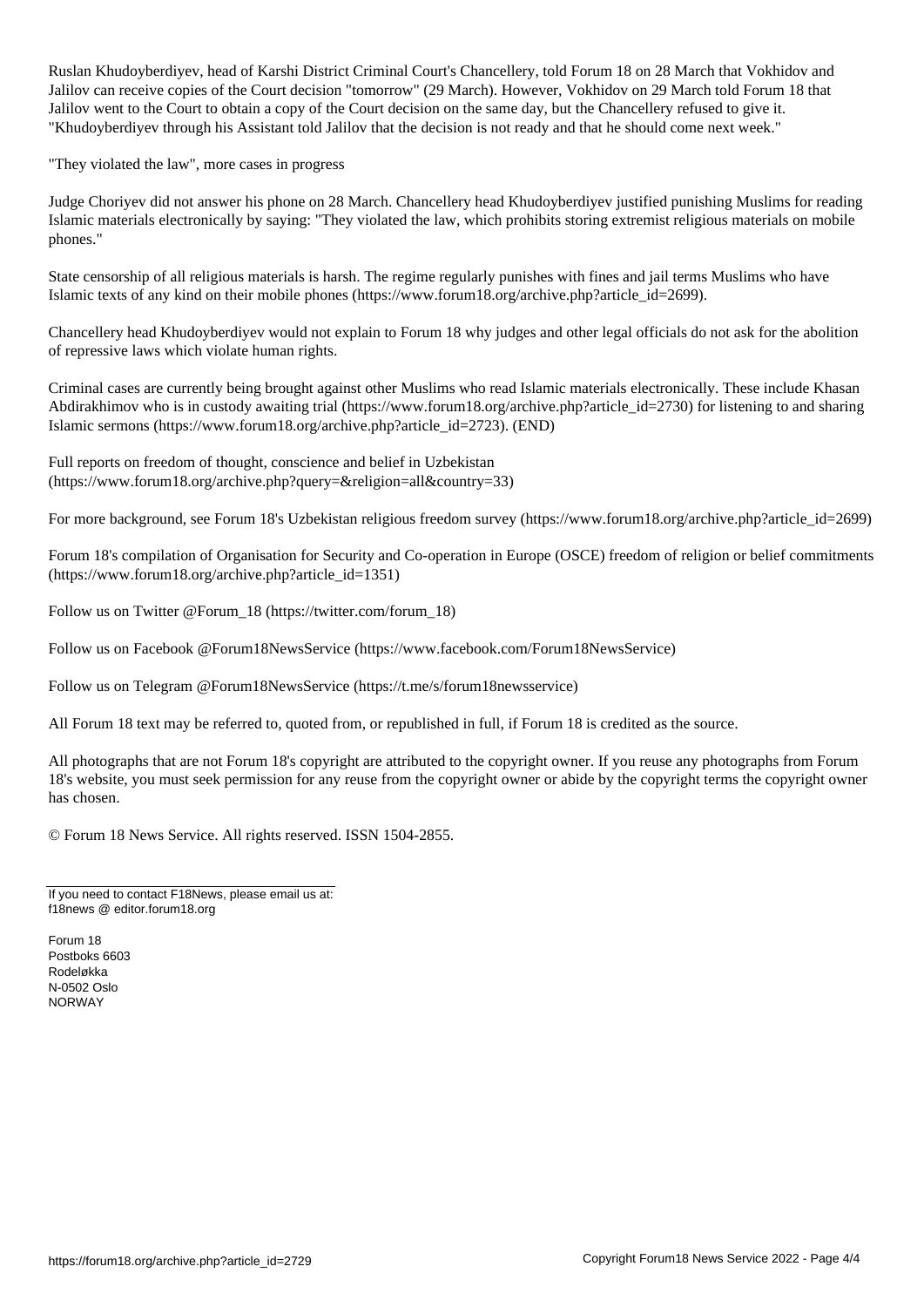Ruslan Khudoyberdiyev, head of Karshi District Criminal Court's Chancellery, told Forum 18 on 28 March that Vokhidov and Jalilov can receive copies of the Court decision "tomorrow" (29 March). However, Vokhidov on 29 March told Forum 18 that Jalilov went to the Court to obtain a copy of the Court decision on the same day, but the Chancellery refused to give it. "Khudoyberdiyev through his Assistant told Jalilov that the decision is not ready and that he should come next week."

"They violated the law", more cases in progress

Judge Choriyev did not answer his phone on 28 March. Chancellery head Khudoyberdiyev justified punishing Muslims for reading Islamic materials electronically by saying: "They violated the law, which prohibits storing extremist religious materials on mobile phones."

State censorship of all religious materials is harsh. The regime regularly punishes with fines and jail terms Muslims who have Islamic texts of any kind on their mobile phones (https://www.forum18.org/archive.php?article_id=2699).

Chancellery head Khudoyberdiyev would not explain to Forum 18 why judges and other legal officials do not ask for the abolition of repressive laws which violate human rights.

Criminal cases are currently being brought against other Muslims who read Islamic materials electronically. These include Khasan Abdirakhimov who is in custody awaiting trial (https://www.forum18.org/archive.php?article_id=2730) for listening to and sharing Islamic sermons (https://www.forum18.org/archive.php?article_id=2723). (END)

Full reports on freedom of thought, conscience and belief in Uzbekistan (https://www.forum18.org/archive.php?query=&religion=all&country=33)

For more background, see Forum 18's Uzbekistan religious freedom survey (https://www.forum18.org/archive.php?article_id=2699)

Forum 18's compilation of Organisation for Security and Co-operation in Europe (OSCE) freedom of religion or belief commitments (https://www.forum18.org/archive.php?article_id=1351)

Follow us on Twitter @Forum_18 (https://twitter.com/forum_18)

Follow us on Facebook @Forum18NewsService (https://www.facebook.com/Forum18NewsService)

Follow us on Telegram @Forum18NewsService (https://t.me/s/forum18newsservice)

All Forum 18 text may be referred to, quoted from, or republished in full, if Forum 18 is credited as the source.

All photographs that are not Forum 18's copyright are attributed to the copyright owner. If you reuse any photographs from Forum 18's website, you must seek permission for any reuse from the copyright owner or abide by the copyright terms the copyright owner has chosen.

© Forum 18 News Service. All rights reserved. ISSN 1504-2855.

If you need to contact F18News, please email us at:
f18news @ editor.forum18.org

Forum 18
Postboks 6603
Rodeløkka
N-0502 Oslo
NORWAY